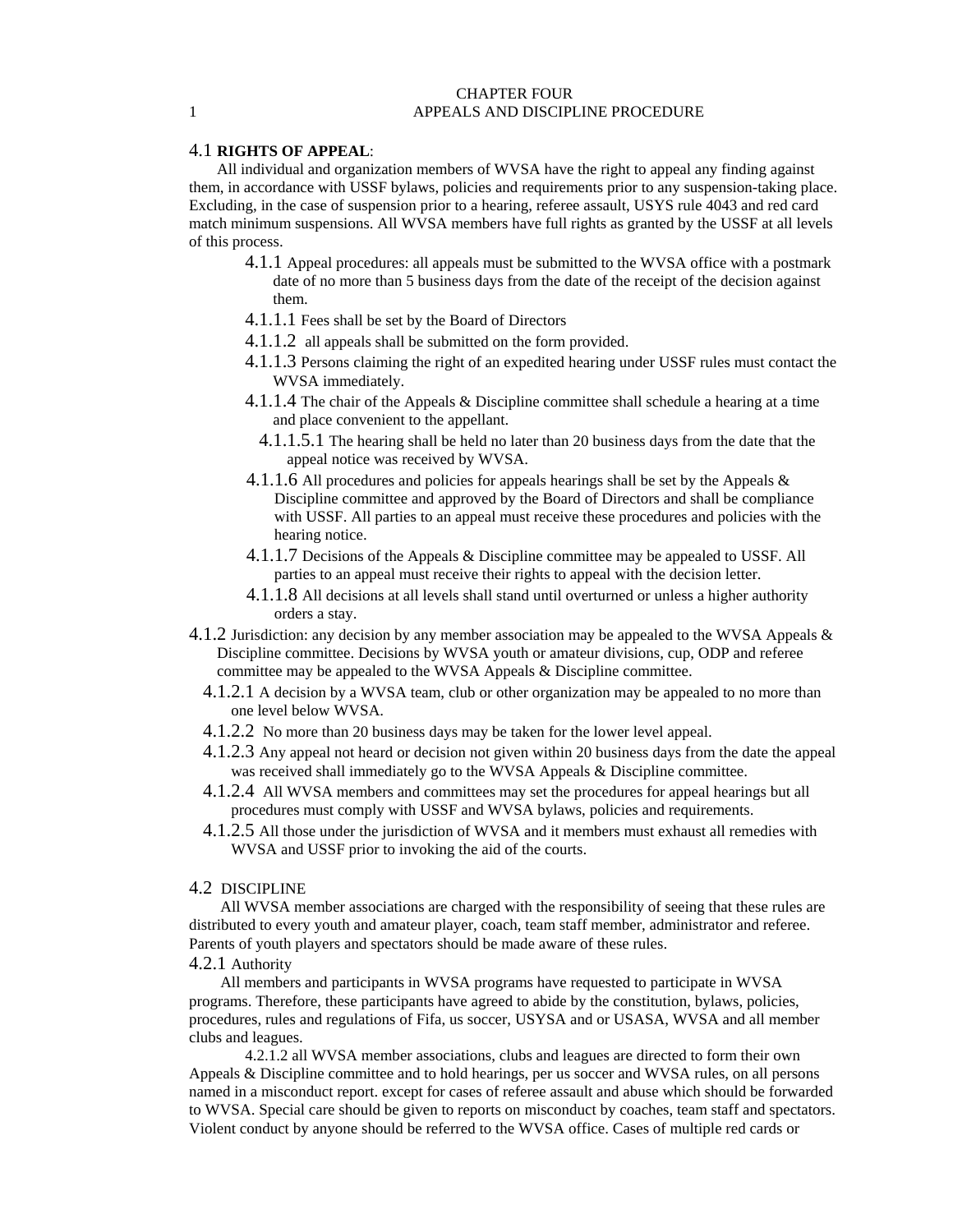# CHAPTER FOUR

## APPEALS AND DISCIPLINE PROCEDURE

4.1 **RIGHTS OF APPEAL**:

All individual and organization members of WVSA have the right to appeal any finding against them, in accordance with USSF bylaws, policies and requirements prior to any suspension-taking place. Excluding, in the case of suspension prior to a hearing, referee assault, USYS rule 4043 and red card match minimum suspensions. All WVSA members have full rights as granted by the USSF at all levels of this process.

4.1.1 Appeal procedures: all appeals must be submitted to the WVSA office with a postmark date of no more than 5 business days from the date of the receipt of the decision against them.

4.1.1.1 Fees shall be set by the Board of Directors

4.1.1.2 all appeals shall be submitted on the form provided.

4.1.1.3 Persons claiming the right of an expedited hearing under USSF rules must contact the WVSA immediately.

4.1.1.4 The chair of the Appeals & Discipline committee shall schedule a hearing at a time and place convenient to the appellant.

4.1.1.5.1 The hearing shall be held no later than 20 business days from the date that the appeal notice was received by WVSA.

4.1.1.6 All procedures and policies for appeals hearings shall be set by the Appeals & Discipline committee and approved by the Board of Directors and shall be compliance with USSF. All parties to an appeal must receive these procedures and policies with the hearing notice.

4.1.1.7 Decisions of the Appeals & Discipline committee may be appealed to USSF. All parties to an appeal must receive their rights to appeal with the decision letter.

4.1.1.8 All decisions at all levels shall stand until overturned or unless a higher authority orders a stay.

4.1.2 Jurisdiction: any decision by any member association may be appealed to the WVSA Appeals & Discipline committee. Decisions by WVSA youth or amateur divisions, cup, ODP and referee committee may be appealed to the WVSA Appeals & Discipline committee.

4.1.2.1 A decision by a WVSA team, club or other organization may be appealed to no more than one level below WVSA.

4.1.2.2 No more than 20 business days may be taken for the lower level appeal.

4.1.2.3 Any appeal not heard or decision not given within 20 business days from the date the appeal was received shall immediately go to the WVSA Appeals & Discipline committee.

4.1.2.4 All WVSA members and committees may set the procedures for appeal hearings but all procedures must comply with USSF and WVSA bylaws, policies and requirements.

4.1.2.5 All those under the jurisdiction of WVSA and it members must exhaust all remedies with WVSA and USSF prior to invoking the aid of the courts.

4.2 DISCIPLINE

All WVSA member associations are charged with the responsibility of seeing that these rules are distributed to every youth and amateur player, coach, team staff member, administrator and referee. Parents of youth players and spectators should be made aware of these rules.

4.2.1 Authority

All members and participants in WVSA programs have requested to participate in WVSA programs. Therefore, these participants have agreed to abide by the constitution, bylaws, policies, procedures, rules and regulations of Fifa, us soccer, USYSA and or USASA, WVSA and all member clubs and leagues.

4.2.1.2 all WVSA member associations, clubs and leagues are directed to form their own Appeals & Discipline committee and to hold hearings, per us soccer and WVSA rules, on all persons named in a misconduct report. except for cases of referee assault and abuse which should be forwarded to WVSA. Special care should be given to reports on misconduct by coaches, team staff and spectators. Violent conduct by anyone should be referred to the WVSA office. Cases of multiple red cards or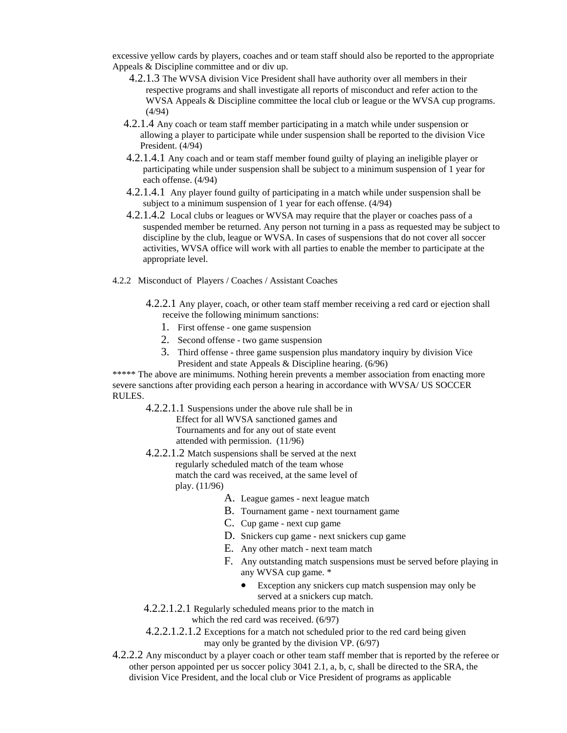excessive yellow cards by players, coaches and or team staff should also be reported to the appropriate Appeals & Discipline committee and or div up.

4.2.1.3 The WVSA division Vice President shall have authority over all members in their respective programs and shall investigate all reports of misconduct and refer action to the WVSA Appeals & Discipline committee the local club or league or the WVSA cup programs. (4/94)

4.2.1.4 Any coach or team staff member participating in a match while under suspension or allowing a player to participate while under suspension shall be reported to the division Vice President. (4/94)

4.2.1.4.1 Any coach and or team staff member found guilty of playing an ineligible player or participating while under suspension shall be subject to a minimum suspension of 1 year for each offense. (4/94)

4.2.1.4.1 Any player found guilty of participating in a match while under suspension shall be subject to a minimum suspension of 1 year for each offense. (4/94)

4.2.1.4.2 Local clubs or leagues or WVSA may require that the player or coaches pass of a suspended member be returned. Any person not turning in a pass as requested may be subject to discipline by the club, league or WVSA. In cases of suspensions that do not cover all soccer activities, WVSA office will work with all parties to enable the member to participate at the appropriate level.

4.2.2 Misconduct of Players / Coaches / Assistant Coaches

4.2.2.1 Any player, coach, or other team staff member receiving a red card or ejection shall receive the following minimum sanctions:

1. First offense - one game suspension
2. Second offense - two game suspension
3. Third offense - three game suspension plus mandatory inquiry by division Vice President and state Appeals & Discipline hearing. (6/96)

***** The above are minimums. Nothing herein prevents a member association from enacting more severe sanctions after providing each person a hearing in accordance with WVSA/ US SOCCER RULES.

4.2.2.1.1 Suspensions under the above rule shall be in Effect for all WVSA sanctioned games and Tournaments and for any out of state event attended with permission. (11/96)

4.2.2.1.2 Match suspensions shall be served at the next regularly scheduled match of the team whose match the card was received, at the same level of play. (11/96)

A. League games - next league match
B. Tournament game - next tournament game
C. Cup game - next cup game
D. Snickers cup game - next snickers cup game
E. Any other match - next team match
F. Any outstanding match suspensions must be served before playing in any WVSA cup game. *
   - Exception any snickers cup match suspension may only be served at a snickers cup match.

4.2.2.1.2.1 Regularly scheduled means prior to the match in which the red card was received. (6/97)

4.2.2.1.2.1.2 Exceptions for a match not scheduled prior to the red card being given may only be granted by the division VP. (6/97)

4.2.2.2 Any misconduct by a player coach or other team staff member that is reported by the referee or other person appointed per us soccer policy 3041 2.1, a, b, c, shall be directed to the SRA, the division Vice President, and the local club or Vice President of programs as applicable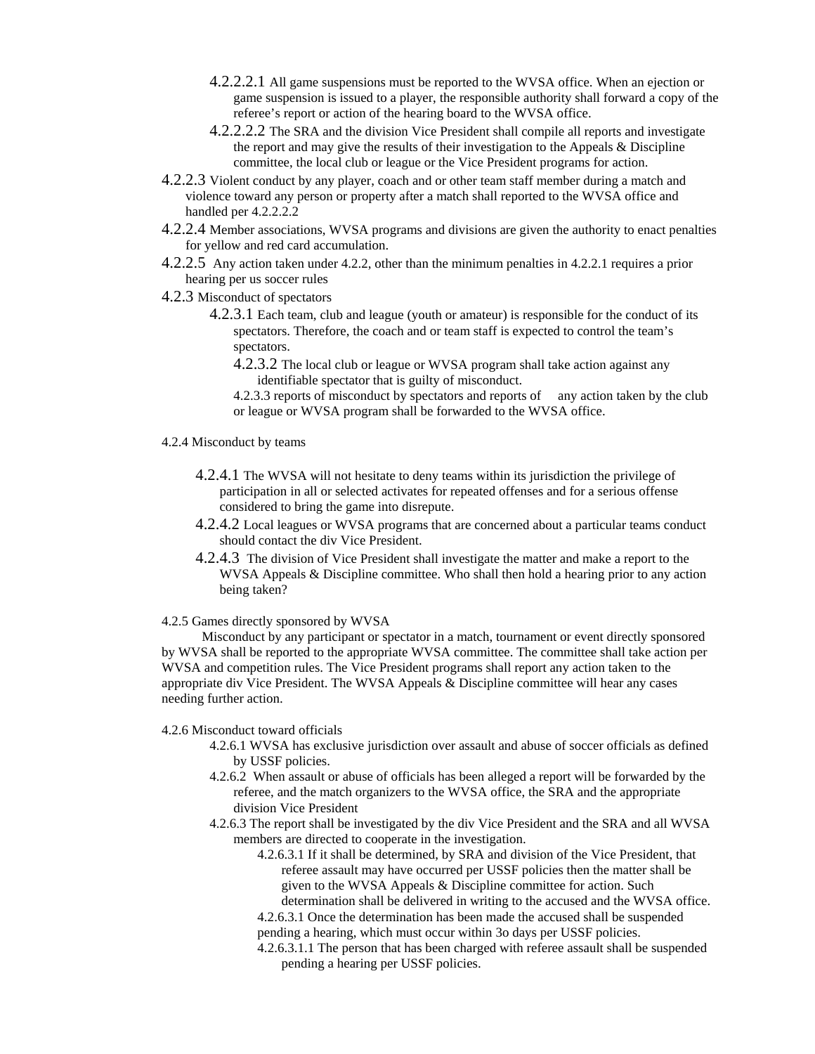4.2.2.2.1 All game suspensions must be reported to the WVSA office. When an ejection or game suspension is issued to a player, the responsible authority shall forward a copy of the referee's report or action of the hearing board to the WVSA office.

4.2.2.2.2 The SRA and the division Vice President shall compile all reports and investigate the report and may give the results of their investigation to the Appeals & Discipline committee, the local club or league or the Vice President programs for action.

4.2.2.3 Violent conduct by any player, coach and or other team staff member during a match and violence toward any person or property after a match shall reported to the WVSA office and handled per 4.2.2.2.2

4.2.2.4 Member associations, WVSA programs and divisions are given the authority to enact penalties for yellow and red card accumulation.

4.2.2.5 Any action taken under 4.2.2, other than the minimum penalties in 4.2.2.1 requires a prior hearing per us soccer rules

4.2.3 Misconduct of spectators

4.2.3.1 Each team, club and league (youth or amateur) is responsible for the conduct of its spectators. Therefore, the coach and or team staff is expected to control the team's spectators.

4.2.3.2 The local club or league or WVSA program shall take action against any identifiable spectator that is guilty of misconduct.

4.2.3.3 reports of misconduct by spectators and reports of any action taken by the club or league or WVSA program shall be forwarded to the WVSA office.

4.2.4 Misconduct by teams

4.2.4.1 The WVSA will not hesitate to deny teams within its jurisdiction the privilege of participation in all or selected activates for repeated offenses and for a serious offense considered to bring the game into disrepute.

4.2.4.2 Local leagues or WVSA programs that are concerned about a particular teams conduct should contact the div Vice President.

4.2.4.3 The division of Vice President shall investigate the matter and make a report to the WVSA Appeals & Discipline committee. Who shall then hold a hearing prior to any action being taken?

4.2.5 Games directly sponsored by WVSA

Misconduct by any participant or spectator in a match, tournament or event directly sponsored by WVSA shall be reported to the appropriate WVSA committee. The committee shall take action per WVSA and competition rules. The Vice President programs shall report any action taken to the appropriate div Vice President. The WVSA Appeals & Discipline committee will hear any cases needing further action.

4.2.6 Misconduct toward officials

4.2.6.1 WVSA has exclusive jurisdiction over assault and abuse of soccer officials as defined by USSF policies.

4.2.6.2 When assault or abuse of officials has been alleged a report will be forwarded by the referee, and the match organizers to the WVSA office, the SRA and the appropriate division Vice President

4.2.6.3 The report shall be investigated by the div Vice President and the SRA and all WVSA members are directed to cooperate in the investigation.

4.2.6.3.1 If it shall be determined, by SRA and division of the Vice President, that referee assault may have occurred per USSF policies then the matter shall be given to the WVSA Appeals & Discipline committee for action. Such determination shall be delivered in writing to the accused and the WVSA office.

4.2.6.3.1 Once the determination has been made the accused shall be suspended pending a hearing, which must occur within 3o days per USSF policies.

4.2.6.3.1.1 The person that has been charged with referee assault shall be suspended pending a hearing per USSF policies.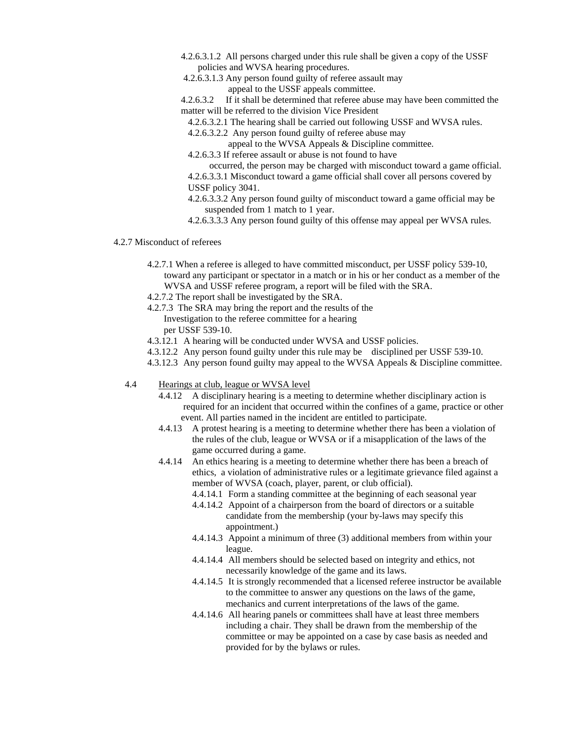4.2.6.3.1.2 All persons charged under this rule shall be given a copy of the USSF policies and WVSA hearing procedures.

4.2.6.3.1.3 Any person found guilty of referee assault may appeal to the USSF appeals committee.

4.2.6.3.2 If it shall be determined that referee abuse may have been committed the matter will be referred to the division Vice President

4.2.6.3.2.1 The hearing shall be carried out following USSF and WVSA rules.

4.2.6.3.2.2 Any person found guilty of referee abuse may appeal to the WVSA Appeals & Discipline committee.

4.2.6.3.3 If referee assault or abuse is not found to have occurred, the person may be charged with misconduct toward a game official.

4.2.6.3.3.1 Misconduct toward a game official shall cover all persons covered by USSF policy 3041.

4.2.6.3.3.2 Any person found guilty of misconduct toward a game official may be suspended from 1 match to 1 year.

4.2.6.3.3.3 Any person found guilty of this offense may appeal per WVSA rules.

4.2.7 Misconduct of referees

4.2.7.1 When a referee is alleged to have committed misconduct, per USSF policy 539-10, toward any participant or spectator in a match or in his or her conduct as a member of the WVSA and USSF referee program, a report will be filed with the SRA.

4.2.7.2 The report shall be investigated by the SRA.

4.2.7.3 The SRA may bring the report and the results of the Investigation to the referee committee for a hearing per USSF 539-10.

4.3.12.1 A hearing will be conducted under WVSA and USSF policies.

4.3.12.2 Any person found guilty under this rule may be disciplined per USSF 539-10.

4.3.12.3 Any person found guilty may appeal to the WVSA Appeals & Discipline committee.

4.4 Hearings at club, league or WVSA level

4.4.12 A disciplinary hearing is a meeting to determine whether disciplinary action is required for an incident that occurred within the confines of a game, practice or other event. All parties named in the incident are entitled to participate.

4.4.13 A protest hearing is a meeting to determine whether there has been a violation of the rules of the club, league or WVSA or if a misapplication of the laws of the game occurred during a game.

4.4.14 An ethics hearing is a meeting to determine whether there has been a breach of ethics, a violation of administrative rules or a legitimate grievance filed against a member of WVSA (coach, player, parent, or club official).

4.4.14.1 Form a standing committee at the beginning of each seasonal year

4.4.14.2 Appoint of a chairperson from the board of directors or a suitable candidate from the membership (your by-laws may specify this appointment.)

4.4.14.3 Appoint a minimum of three (3) additional members from within your league.

4.4.14.4 All members should be selected based on integrity and ethics, not necessarily knowledge of the game and its laws.

4.4.14.5 It is strongly recommended that a licensed referee instructor be available to the committee to answer any questions on the laws of the game, mechanics and current interpretations of the laws of the game.

4.4.14.6 All hearing panels or committees shall have at least three members including a chair. They shall be drawn from the membership of the committee or may be appointed on a case by case basis as needed and provided for by the bylaws or rules.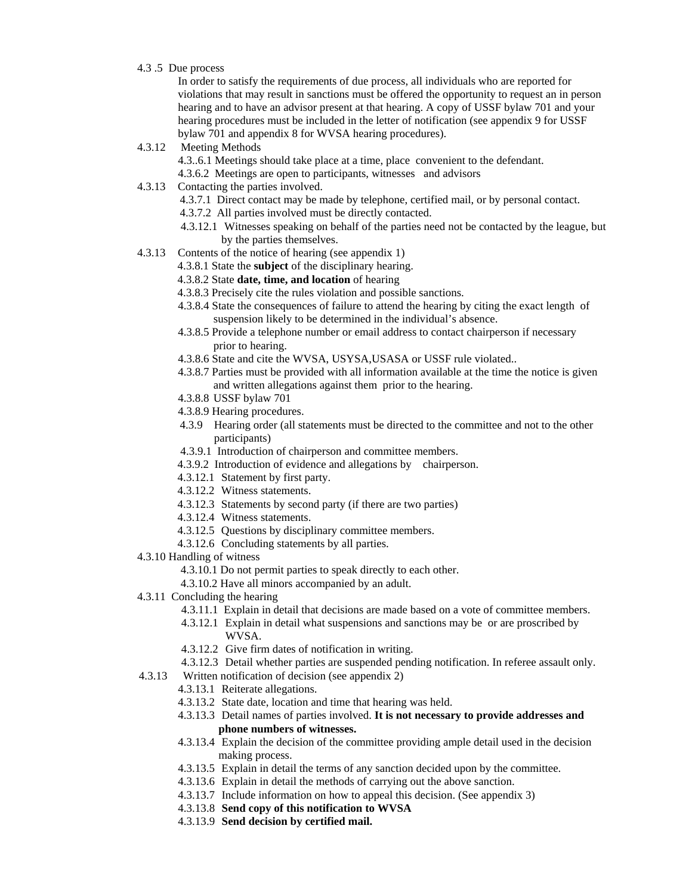4.3 .5 Due process

In order to satisfy the requirements of due process, all individuals who are reported for violations that may result in sanctions must be offered the opportunity to request an in person hearing and to have an advisor present at that hearing. A copy of USSF bylaw 701 and your hearing procedures must be included in the letter of notification (see appendix 9 for USSF bylaw 701 and appendix 8 for WVSA hearing procedures).

4.3.12 Meeting Methods

- 4.3..6.1 Meetings should take place at a time, place convenient to the defendant.
- 4.3.6.2 Meetings are open to participants, witnesses and advisors

4.3.13 Contacting the parties involved.

- 4.3.7.1 Direct contact may be made by telephone, certified mail, or by personal contact.
- 4.3.7.2 All parties involved must be directly contacted.
- 4.3.12.1 Witnesses speaking on behalf of the parties need not be contacted by the league, but by the parties themselves.

4.3.13 Contents of the notice of hearing (see appendix 1)

- 4.3.8.1 State the **subject** of the disciplinary hearing.
- 4.3.8.2 State **date, time, and location** of hearing
- 4.3.8.3 Precisely cite the rules violation and possible sanctions.
- 4.3.8.4 State the consequences of failure to attend the hearing by citing the exact length of suspension likely to be determined in the individual's absence.
- 4.3.8.5 Provide a telephone number or email address to contact chairperson if necessary prior to hearing.
- 4.3.8.6 State and cite the WVSA, USYSA,USASA or USSF rule violated..
- 4.3.8.7 Parties must be provided with all information available at the time the notice is given and written allegations against them prior to the hearing.
- 4.3.8.8 USSF bylaw 701
- 4.3.8.9 Hearing procedures.
- 4.3.9 Hearing order (all statements must be directed to the committee and not to the other participants)
- 4.3.9.1 Introduction of chairperson and committee members.
- 4.3.9.2 Introduction of evidence and allegations by chairperson.
- 4.3.12.1 Statement by first party.
- 4.3.12.2 Witness statements.
- 4.3.12.3 Statements by second party (if there are two parties)
- 4.3.12.4 Witness statements.
- 4.3.12.5 Questions by disciplinary committee members.
- 4.3.12.6 Concluding statements by all parties.

4.3.10 Handling of witness

- 4.3.10.1 Do not permit parties to speak directly to each other.
- 4.3.10.2 Have all minors accompanied by an adult.

4.3.11 Concluding the hearing

- 4.3.11.1 Explain in detail that decisions are made based on a vote of committee members.
- 4.3.12.1 Explain in detail what suspensions and sanctions may be or are proscribed by WVSA.
- 4.3.12.2 Give firm dates of notification in writing.
- 4.3.12.3 Detail whether parties are suspended pending notification. In referee assault only.

4.3.13 Written notification of decision (see appendix 2)

- 4.3.13.1 Reiterate allegations.
- 4.3.13.2 State date, location and time that hearing was held.
- 4.3.13.3 Detail names of parties involved. **It is not necessary to provide addresses and phone numbers of witnesses.**
- 4.3.13.4 Explain the decision of the committee providing ample detail used in the decision making process.
- 4.3.13.5 Explain in detail the terms of any sanction decided upon by the committee.
- 4.3.13.6 Explain in detail the methods of carrying out the above sanction.
- 4.3.13.7 Include information on how to appeal this decision. (See appendix 3)
- 4.3.13.8 **Send copy of this notification to WVSA**
- 4.3.13.9 **Send decision by certified mail.**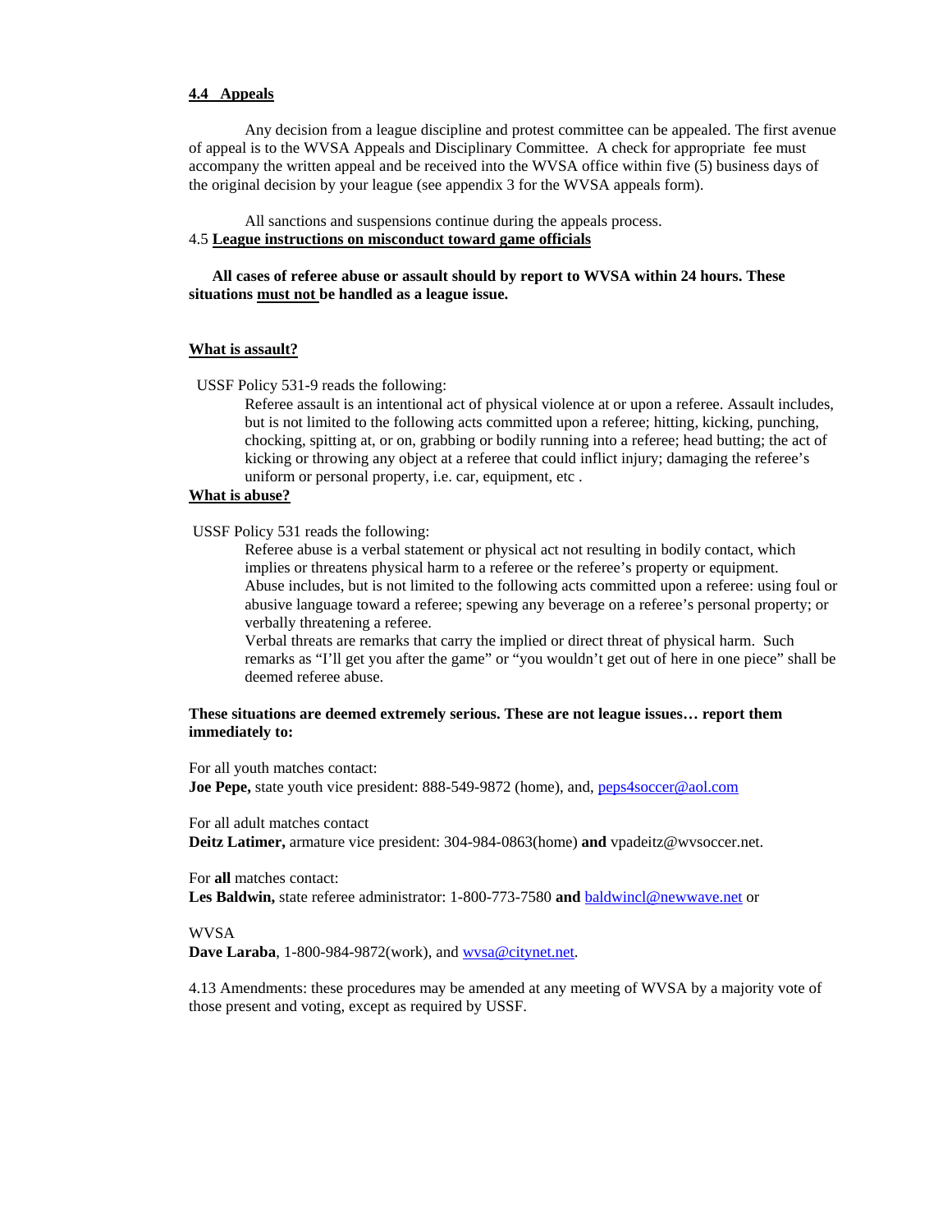## 4.4 Appeals

Any decision from a league discipline and protest committee can be appealed. The first avenue of appeal is to the WVSA Appeals and Disciplinary Committee. A check for appropriate fee must accompany the written appeal and be received into the WVSA office within five (5) business days of the original decision by your league (see appendix 3 for the WVSA appeals form).

All sanctions and suspensions continue during the appeals process.

## 4.5 League instructions on misconduct toward game officials

**All cases of referee abuse or assault should by report to WVSA within 24 hours. These situations must not be handled as a league issue.**

### What is assault?

USSF Policy 531-9 reads the following:

> Referee assault is an intentional act of physical violence at or upon a referee. Assault includes, but is not limited to the following acts committed upon a referee; hitting, kicking, punching, chocking, spitting at, or on, grabbing or bodily running into a referee; head butting; the act of kicking or throwing any object at a referee that could inflict injury; damaging the referee's uniform or personal property, i.e. car, equipment, etc .

### What is abuse?

USSF Policy 531 reads the following:

> Referee abuse is a verbal statement or physical act not resulting in bodily contact, which implies or threatens physical harm to a referee or the referee's property or equipment.
> Abuse includes, but is not limited to the following acts committed upon a referee: using foul or abusive language toward a referee; spewing any beverage on a referee's personal property; or verbally threatening a referee.
> Verbal threats are remarks that carry the implied or direct threat of physical harm. Such remarks as "I'll get you after the game" or "you wouldn't get out of here in one piece" shall be deemed referee abuse.

**These situations are deemed extremely serious. These are not league issues… report them immediately to:**

For all youth matches contact:
**Joe Pepe,** state youth vice president: 888-549-9872 (home), and, peps4soccer@aol.com

For all adult matches contact
**Deitz Latimer,** armature vice president: 304-984-0863(home) **and** vpadeitz@wvsoccer.net.

For **all** matches contact:
**Les Baldwin,** state referee administrator: 1-800-773-7580 **and** baldwincl@newwave.net or

WVSA
**Dave Laraba**, 1-800-984-9872(work), and wvsa@citynet.net.

4.13 Amendments: these procedures may be amended at any meeting of WVSA by a majority vote of those present and voting, except as required by USSF.